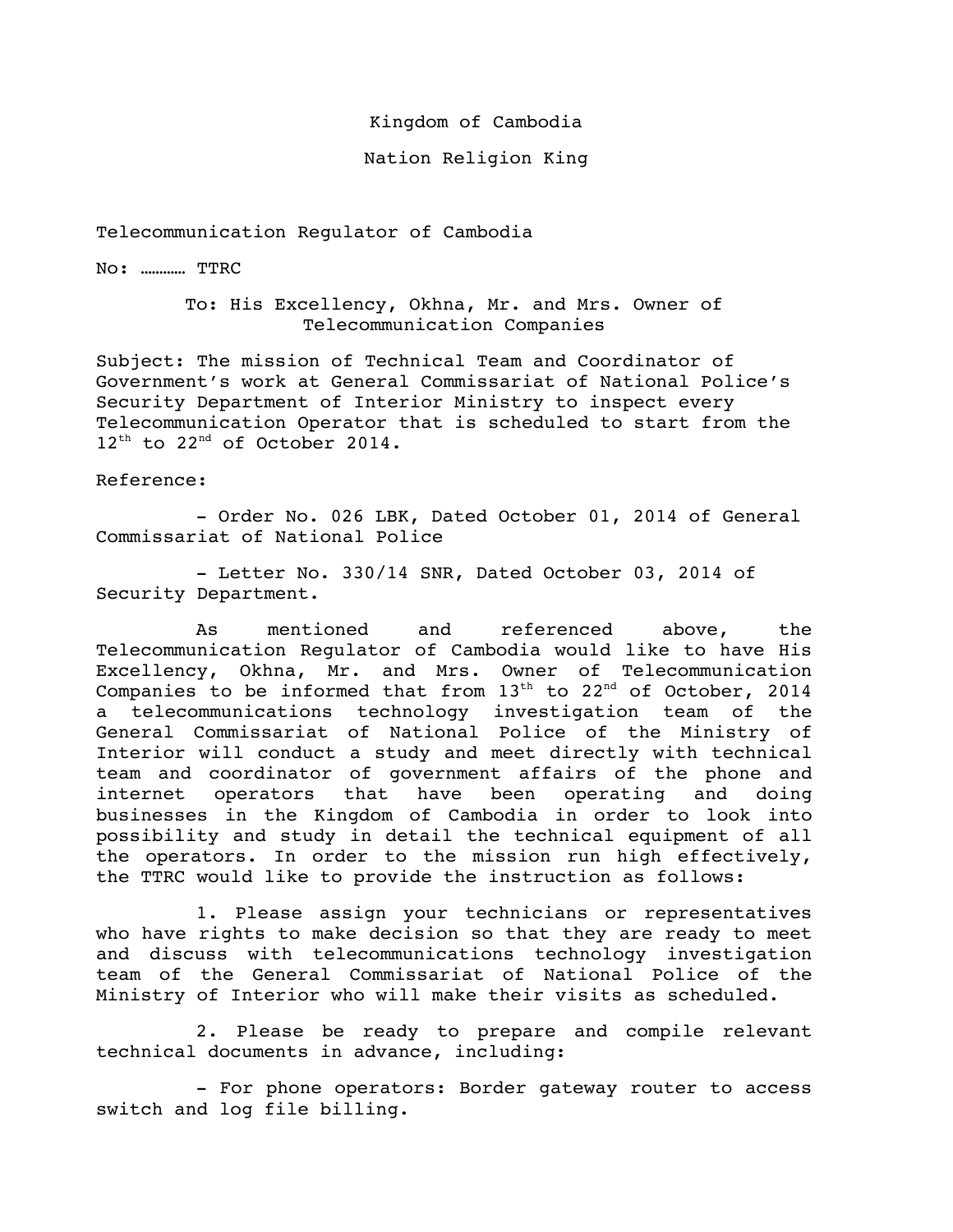Kingdom of Cambodia

Nation Religion King

Telecommunication Regulator of Cambodia

No: ………… TTRC

To: His Excellency, Okhna, Mr. and Mrs. Owner of Telecommunication Companies

Subject: The mission of Technical Team and Coordinator of Government's work at General Commissariat of National Police's Security Department of Interior Ministry to inspect every Telecommunication Operator that is scheduled to start from the 12th to 22nd of October 2014.

Reference:

- Order No. 026 LBK, Dated October 01, 2014 of General Commissariat of National Police

- Letter No. 330/14 SNR, Dated October 03, 2014 of Security Department.

As mentioned and referenced above, the Telecommunication Regulator of Cambodia would like to have His Excellency, Okhna, Mr. and Mrs. Owner of Telecommunication Companies to be informed that from 13th to 22nd of October, 2014 a telecommunications technology investigation team of the General Commissariat of National Police of the Ministry of Interior will conduct a study and meet directly with technical team and coordinator of government affairs of the phone and internet operators that have been operating and doing businesses in the Kingdom of Cambodia in order to look into possibility and study in detail the technical equipment of all the operators. In order to the mission run high effectively, the TTRC would like to provide the instruction as follows:

1. Please assign your technicians or representatives who have rights to make decision so that they are ready to meet and discuss with telecommunications technology investigation team of the General Commissariat of National Police of the Ministry of Interior who will make their visits as scheduled.

2. Please be ready to prepare and compile relevant technical documents in advance, including:

- For phone operators: Border gateway router to access switch and log file billing.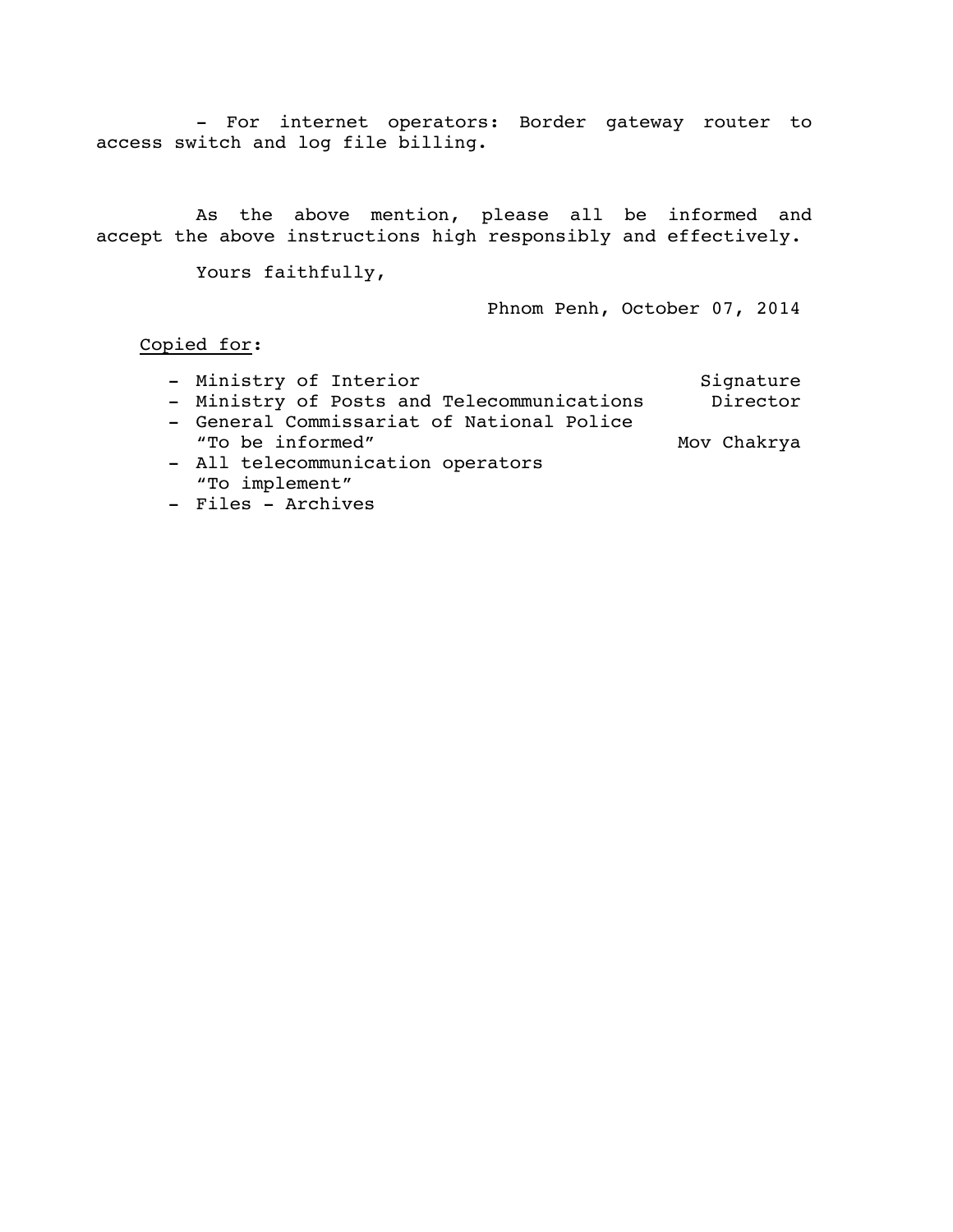- For internet operators: Border gateway router to access switch and log file billing.

As the above mention, please all be informed and accept the above instructions high responsibly and effectively.

Yours faithfully,

Phnom Penh, October 07, 2014

Signature

Director

Mov Chakrya

<u>Copied for</u>:

- Ministry of Interior
- Ministry of Posts and Telecommunications
- General Commissariat of National Police
  "To be informed"
- All telecommunication operators
  "To implement"
- Files - Archives